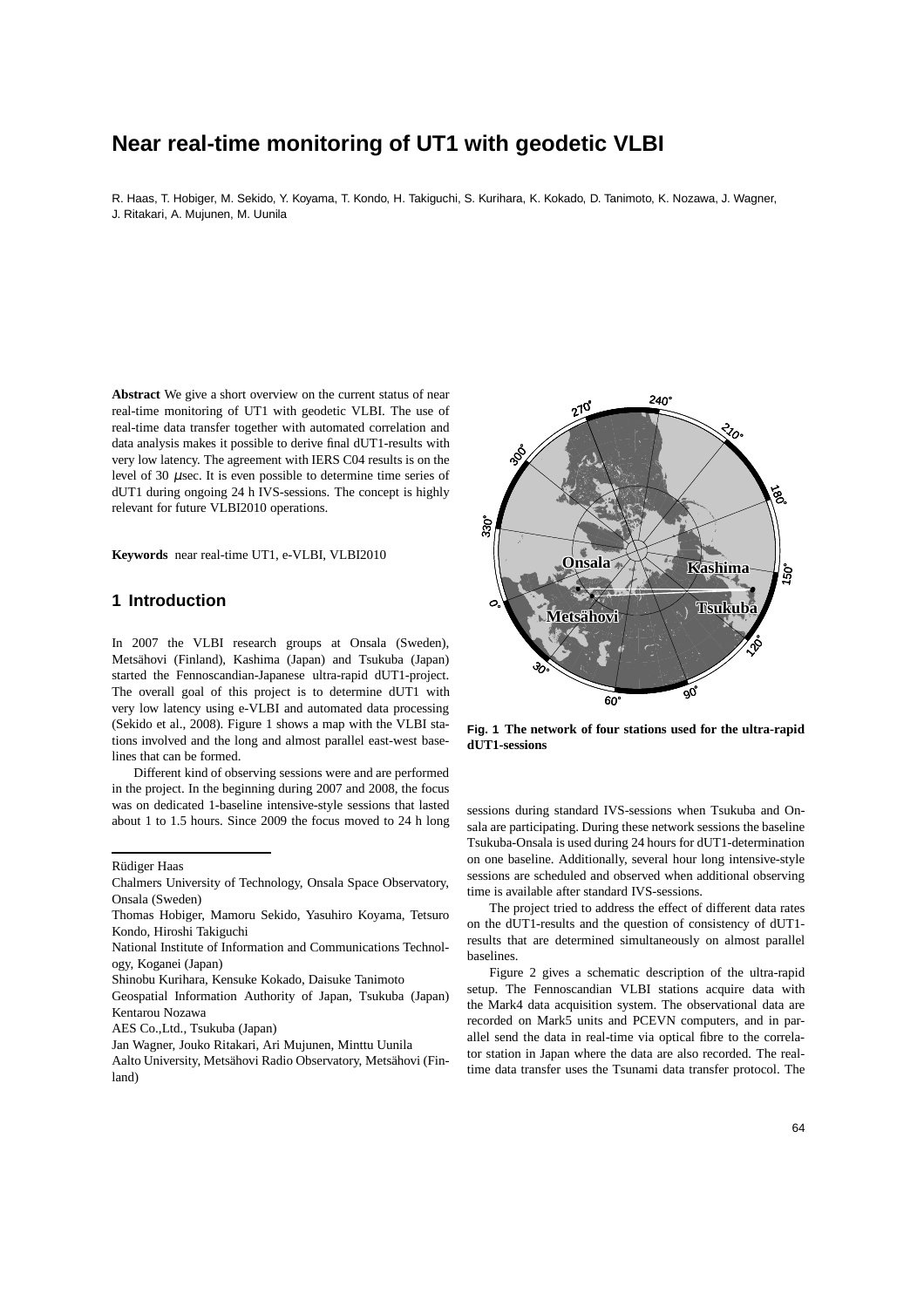# Near real-time monitoring of UT1 with geodetic VLBI

R. Haas, T. Hobiger, M. Sekido, Y. Koyama, T. Kondo, H. Takiguchi, S. Kurihara, K. Kokado, D. Tanimoto, K. Nozawa, J. Wagner, J. Ritakari, A. Mujunen, M. Uunila

**Abstract** We give a short overview on the current status of near real-time monitoring of UT1 with geodetic VLBI. The use of real-time data transfer together with automated correlation and data analysis makes it possible to derive final dUT1-results with very low latency. The agreement with IERS C04 results is on the level of 30 $\mu$sec. It is even possible to determine time series of dUT1 during ongoing 24 h IVS-sessions. The concept is highly relevant for future VLBI2010 operations.

**Keywords** near real-time UT1, e-VLBI, VLBI2010

## 1 Introduction

In 2007 the VLBI research groups at Onsala (Sweden), Metsähovi (Finland), Kashima (Japan) and Tsukuba (Japan) started the Fennoscandian-Japanese ultra-rapid dUT1-project. The overall goal of this project is to determine dUT1 with very low latency using e-VLBI and automated data processing (Sekido et al., 2008). Figure 1 shows a map with the VLBI stations involved and the long and almost parallel east-west baselines that can be formed.

Different kind of observing sessions were and are performed in the project. In the beginning during 2007 and 2008, the focus was on dedicated 1-baseline intensive-style sessions that lasted about 1 to 1.5 hours. Since 2009 the focus moved to 24 h long sessions during standard IVS-sessions when Tsukuba and Onsala are participating. During these network sessions the baseline Tsukuba-Onsala is used during 24 hours for dUT1-determination on one baseline. Additionally, several hour long intensive-style sessions are scheduled and observed when additional observing time is available after standard IVS-sessions.

**Fig. 1 The network of four stations used for the ultra-rapid dUT1-sessions**

The project tried to address the effect of different data rates on the dUT1-results and the question of consistency of dUT1-results that are determined simultaneously on almost parallel baselines.

Figure 2 gives a schematic description of the ultra-rapid setup. The Fennoscandian VLBI stations acquire data with the Mark4 data acquisition system. The observational data are recorded on Mark5 units and PCEVN computers, and in parallel send the data in real-time via optical fibre to the correlator station in Japan where the data are also recorded. The real-time data transfer uses the Tsunami data transfer protocol. The

---

Rüdiger Haas

Chalmers University of Technology, Onsala Space Observatory, Onsala (Sweden)

Thomas Hobiger, Mamoru Sekido, Yasuhiro Koyama, Tetsuro Kondo, Hiroshi Takiguchi

National Institute of Information and Communications Technology, Koganei (Japan)

Shinobu Kurihara, Kensuke Kokado, Daisuke Tanimoto

Geospatial Information Authority of Japan, Tsukuba (Japan)
Kentarou Nozawa

AES Co.,Ltd., Tsukuba (Japan)

Jan Wagner, Jouko Ritakari, Ari Mujunen, Minttu Uunila

Aalto University, Metsähovi Radio Observatory, Metsähovi (Finland)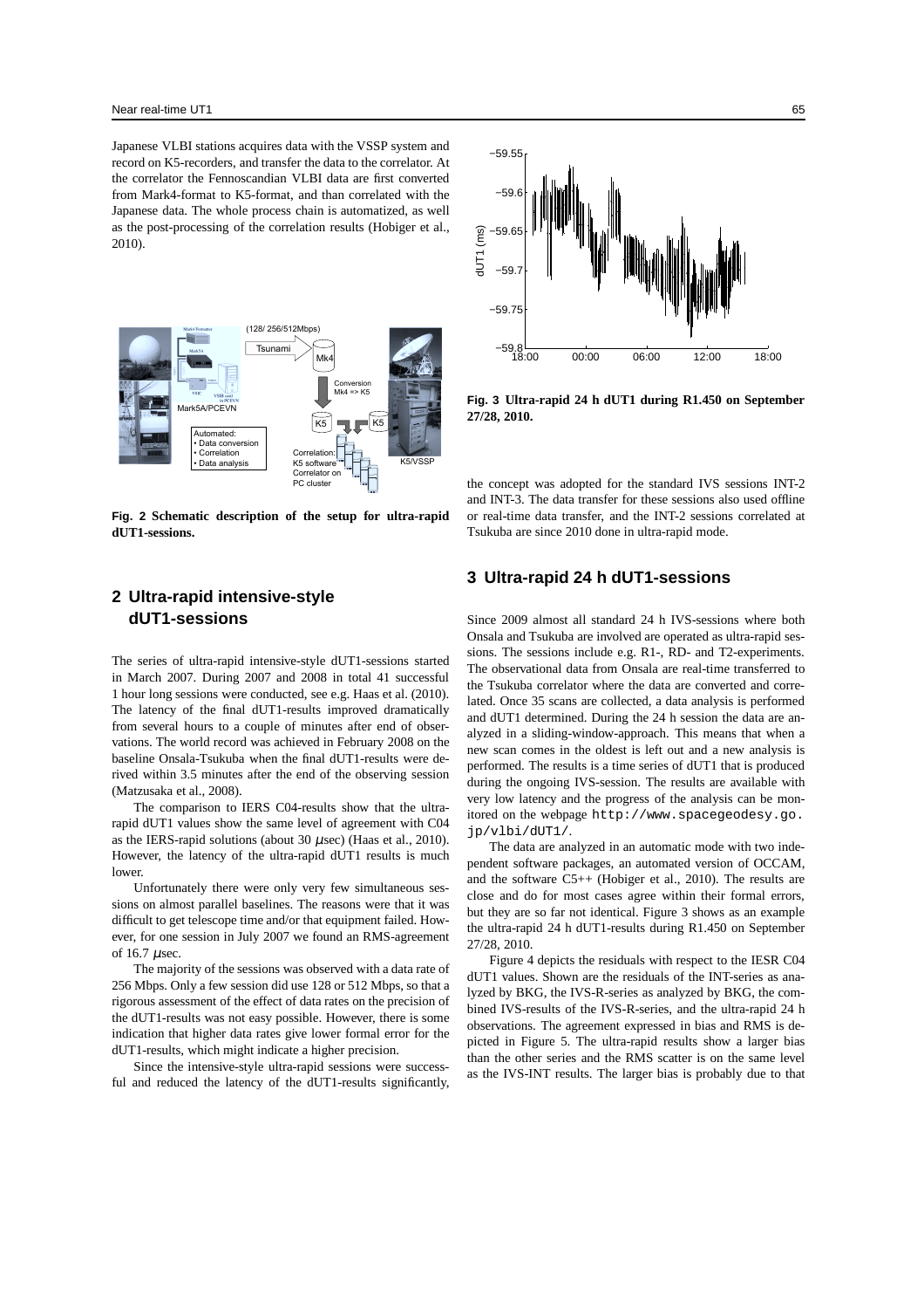Japanese VLBI stations acquires data with the VSSP system and record on K5-recorders, and transfer the data to the correlator. At the correlator the Fennoscandian VLBI data are first converted from Mark4-format to K5-format, and than correlated with the Japanese data. The whole process chain is automatized, as well as the post-processing of the correlation results (Hobiger et al., 2010).

**Fig. 2** Schematic description of the setup for ultra-rapid dUT1-sessions.

## 2 Ultra-rapid intensive-style dUT1-sessions

The series of ultra-rapid intensive-style dUT1-sessions started in March 2007. During 2007 and 2008 in total 41 successful 1 hour long sessions were conducted, see e.g. Haas et al. (2010). The latency of the final dUT1-results improved dramatically from several hours to a couple of minutes after end of observations. The world record was achieved in February 2008 on the baseline Onsala-Tsukuba when the final dUT1-results were derived within 3.5 minutes after the end of the observing session (Matzusaka et al., 2008).

The comparison to IERS C04-results show that the ultra-rapid dUT1 values show the same level of agreement with C04 as the IERS-rapid solutions (about 30 $\mu$sec) (Haas et al., 2010). However, the latency of the ultra-rapid dUT1 results is much lower.

Unfortunately there were only very few simultaneous sessions on almost parallel baselines. The reasons were that it was difficult to get telescope time and/or that equipment failed. However, for one session in July 2007 we found an RMS-agreement of 16.7 $\mu$sec.

The majority of the sessions was observed with a data rate of 256 Mbps. Only a few session did use 128 or 512 Mbps, so that a rigorous assessment of the effect of data rates on the precision of the dUT1-results was not easy possible. However, there is some indication that higher data rates give lower formal error for the dUT1-results, which might indicate a higher precision.

Since the intensive-style ultra-rapid sessions were successful and reduced the latency of the dUT1-results significantly, the concept was adopted for the standard IVS sessions INT-2 and INT-3. The data transfer for these sessions also used offline or real-time data transfer, and the INT-2 sessions correlated at Tsukuba are since 2010 done in ultra-rapid mode.

**Fig. 3** Ultra-rapid 24 h dUT1 during R1.450 on September 27/28, 2010.

## 3 Ultra-rapid 24 h dUT1-sessions

Since 2009 almost all standard 24 h IVS-sessions where both Onsala and Tsukuba are involved are operated as ultra-rapid sessions. The sessions include e.g. R1-, RD- and T2-experiments. The observational data from Onsala are real-time transferred to the Tsukuba correlator where the data are converted and correlated. Once 35 scans are collected, a data analysis is performed and dUT1 determined. During the 24 h session the data are analyzed in a sliding-window-approach. This means that when a new scan comes in the oldest is left out and a new analysis is performed. The results is a time series of dUT1 that is produced during the ongoing IVS-session. The results are available with very low latency and the progress of the analysis can be monitored on the webpage `http://www.spacegeodesy.go.jp/vlbi/dUT1/`.

The data are analyzed in an automatic mode with two independent software packages, an automated version of OCCAM, and the software C5++ (Hobiger et al., 2010). The results are close and do for most cases agree within their formal errors, but they are so far not identical. Figure 3 shows as an example the ultra-rapid 24 h dUT1-results during R1.450 on September 27/28, 2010.

Figure 4 depicts the residuals with respect to the IESR C04 dUT1 values. Shown are the residuals of the INT-series as analyzed by BKG, the IVS-R-series as analyzed by BKG, the combined IVS-results of the IVS-R-series, and the ultra-rapid 24 h observations. The agreement expressed in bias and RMS is depicted in Figure 5. The ultra-rapid results show a larger bias than the other series and the RMS scatter is on the same level as the IVS-INT results. The larger bias is probably due to that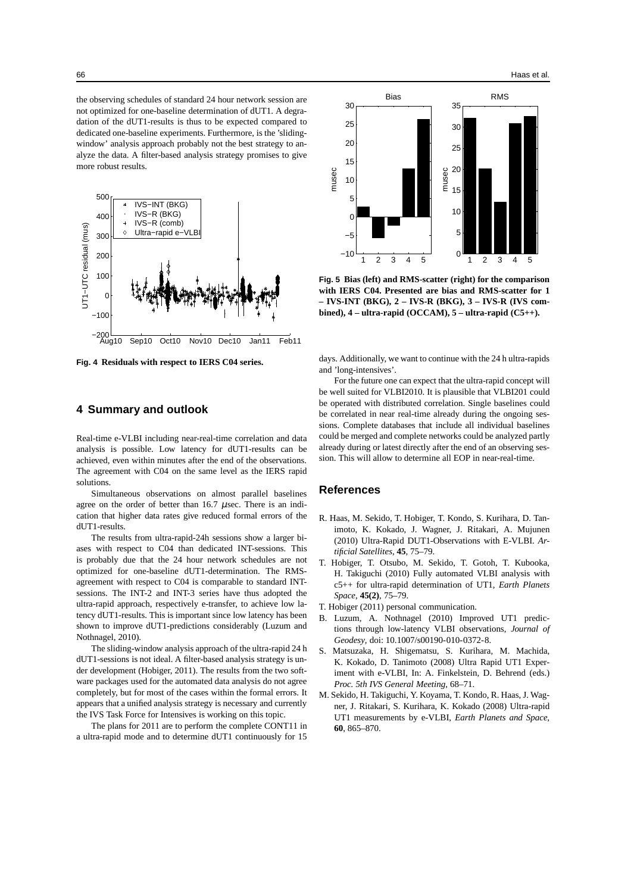the observing schedules of standard 24 hour network session are not optimized for one-baseline determination of dUT1. A degradation of the dUT1-results is thus to be expected compared to dedicated one-baseline experiments. Furthermore, is the 'sliding-window' analysis approach probably not the best strategy to analyze the data. A filter-based analysis strategy promises to give more robust results.

500
400
300
200
100
0
−100
−200
UT1−UTC residual (mus)
Aug10 Sep10 Oct10 Nov10 Dec10 Jan11 Feb11
IVS−INT (BKG)
IVS−R (BKG)
IVS−R (comb)
Ultra−rapid e−VLBI

**Fig. 4 Residuals with respect to IERS C04 series.**

Bias
30
25
20
15
10
5
0
−5
−10
musec
1 2 3 4 5

RMS
35
30
25
20
15
10
5
0
musec
1 2 3 4 5

**Fig. 5 Bias (left) and RMS-scatter (right) for the comparison with IERS C04. Presented are bias and RMS-scatter for 1 – IVS-INT (BKG), 2 – IVS-R (BKG), 3 – IVS-R (IVS combined), 4 – ultra-rapid (OCCAM), 5 – ultra-rapid (C5++).**

## 4 Summary and outlook

Real-time e-VLBI including near-real-time correlation and data analysis is possible. Low latency for dUT1-results can be achieved, even within minutes after the end of the observations. The agreement with C04 on the same level as the IERS rapid solutions.

Simultaneous observations on almost parallel baselines agree on the order of better than 16.7 $\mu$sec. There is an indication that higher data rates give reduced formal errors of the dUT1-results.

The results from ultra-rapid-24h sessions show a larger biases with respect to C04 than dedicated INT-sessions. This is probably due that the 24 hour network schedules are not optimized for one-baseline dUT1-determination. The RMS-agreement with respect to C04 is comparable to standard INT-sessions. The INT-2 and INT-3 series have thus adopted the ultra-rapid approach, respectively e-transfer, to achieve low latency dUT1-results. This is important since low latency has been shown to improve dUT1-predictions considerably (Luzum and Nothnagel, 2010).

The sliding-window analysis approach of the ultra-rapid 24 h dUT1-sessions is not ideal. A filter-based analysis strategy is under development (Hobiger, 2011). The results from the two software packages used for the automated data analysis do not agree completely, but for most of the cases within the formal errors. It appears that a unified analysis strategy is necessary and currently the IVS Task Force for Intensives is working on this topic.

The plans for 2011 are to perform the complete CONT11 in a ultra-rapid mode and to determine dUT1 continuously for 15 days. Additionally, we want to continue with the 24 h ultra-rapids and 'long-intensives'.

For the future one can expect that the ultra-rapid concept will be well suited for VLBI2010. It is plausible that VLBI201 could be operated with distributed correlation. Single baselines could be correlated in near real-time already during the ongoing sessions. Complete databases that include all individual baselines could be merged and complete networks could be analyzed partly already during or latest directly after the end of an observing session. This will allow to determine all EOP in near-real-time.

## References

R. Haas, M. Sekido, T. Hobiger, T. Kondo, S. Kurihara, D. Tanimoto, K. Kokado, J. Wagner, J. Ritakari, A. Mujunen (2010) Ultra-Rapid DUT1-Observations with E-VLBI. *Artificial Satellites*, **45**, 75–79.

T. Hobiger, T. Otsubo, M. Sekido, T. Gotoh, T. Kubooka, H. Takiguchi (2010) Fully automated VLBI analysis with c5++ for ultra-rapid determination of UT1, *Earth Planets Space*, **45(2)**, 75–79.

T. Hobiger (2011) personal communication.

B. Luzum, A. Nothnagel (2010) Improved UT1 predictions through low-latency VLBI observations, *Journal of Geodesy*, doi: 10.1007/s00190-010-0372-8.

S. Matsuzaka, H. Shigematsu, S. Kurihara, M. Machida, K. Kokado, D. Tanimoto (2008) Ultra Rapid UT1 Experiment with e-VLBI, In: A. Finkelstein, D. Behrend (eds.) *Proc. 5th IVS General Meeting*, 68–71.

M. Sekido, H. Takiguchi, Y. Koyama, T. Kondo, R. Haas, J. Wagner, J. Ritakari, S. Kurihara, K. Kokado (2008) Ultra-rapid UT1 measurements by e-VLBI, *Earth Planets and Space*, **60**, 865–870.